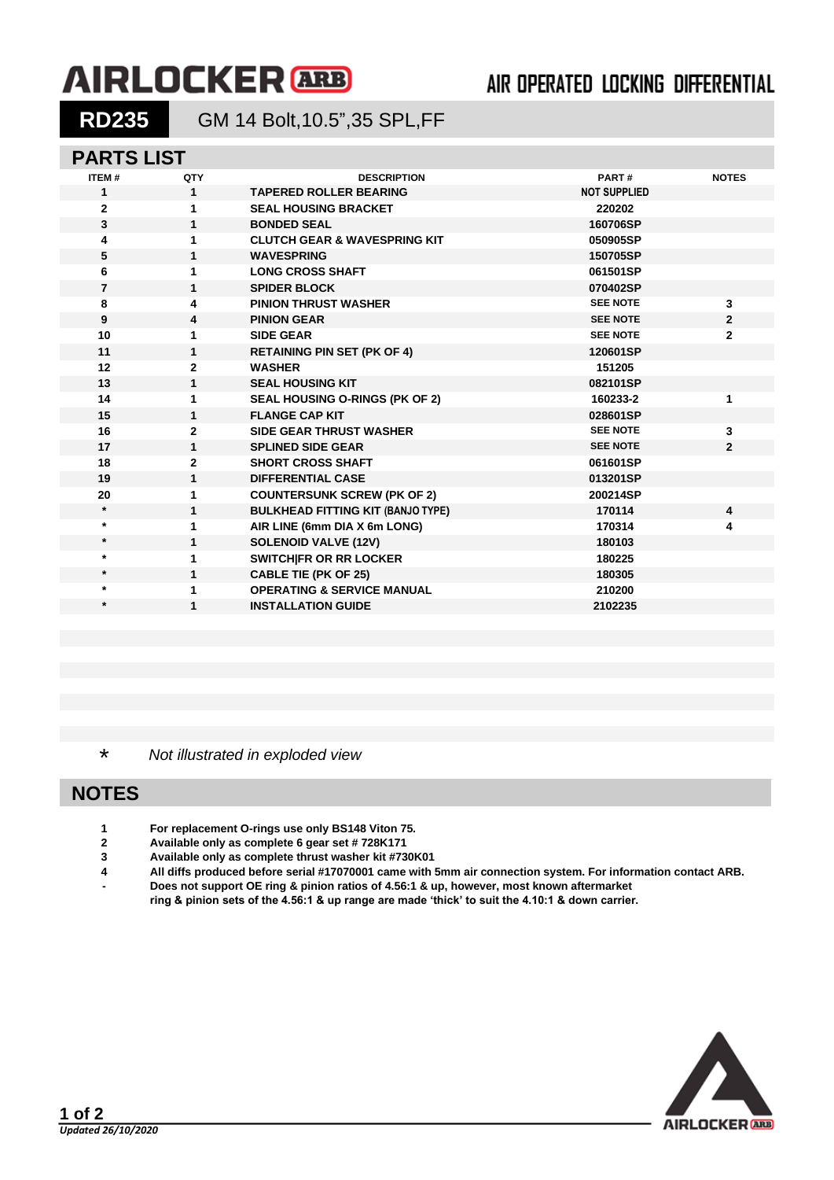# AIRLOCKER ARB

AIR OPERATED LOCKING DIFFERENTIAL

## RD235 GM 14 Bolt,10.5",35 SPL,FF

## PARTS LIST

| ITEM # | QTY | DESCRIPTION | PART # | NOTES |
|---|---|---|---|---|
| 1 | 1 | TAPERED ROLLER BEARING | NOT SUPPLIED | |
| 2 | 1 | SEAL HOUSING BRACKET | 220202 | |
| 3 | 1 | BONDED SEAL | 160706SP | |
| 4 | 1 | CLUTCH GEAR & WAVESPRING KIT | 050905SP | |
| 5 | 1 | WAVESPRING | 150705SP | |
| 6 | 1 | LONG CROSS SHAFT | 061501SP | |
| 7 | 1 | SPIDER BLOCK | 070402SP | |
| 8 | 4 | PINION THRUST WASHER | SEE NOTE | 3 |
| 9 | 4 | PINION GEAR | SEE NOTE | 2 |
| 10 | 1 | SIDE GEAR | SEE NOTE | 2 |
| 11 | 1 | RETAINING PIN SET (PK OF 4) | 120601SP | |
| 12 | 2 | WASHER | 151205 | |
| 13 | 1 | SEAL HOUSING KIT | 082101SP | |
| 14 | 1 | SEAL HOUSING O-RINGS (PK OF 2) | 160233-2 | 1 |
| 15 | 1 | FLANGE CAP KIT | 028601SP | |
| 16 | 2 | SIDE GEAR THRUST WASHER | SEE NOTE | 3 |
| 17 | 1 | SPLINED SIDE GEAR | SEE NOTE | 2 |
| 18 | 2 | SHORT CROSS SHAFT | 061601SP | |
| 19 | 1 | DIFFERENTIAL CASE | 013201SP | |
| 20 | 1 | COUNTERSUNK SCREW (PK OF 2) | 200214SP | |
| * | 1 | BULKHEAD FITTING KIT (BANJO TYPE) | 170114 | 4 |
| * | 1 | AIR LINE (6mm DIA X 6m LONG) | 170314 | 4 |
| * | 1 | SOLENOID VALVE (12V) | 180103 | |
| * | 1 | SWITCH\|FR OR RR LOCKER | 180225 | |
| * | 1 | CABLE TIE (PK OF 25) | 180305 | |
| * | 1 | OPERATING & SERVICE MANUAL | 210200 | |
| * | 1 | INSTALLATION GUIDE | 2102235 | |

\* *Not illustrated in exploded view*

## NOTES

1 For replacement O-rings use only BS148 Viton 75.
2 Available only as complete 6 gear set # 728K171
3 Available only as complete thrust washer kit #730K01
4 All diffs produced before serial #17070001 came with 5mm air connection system. For information contact ARB.
\- Does not support OE ring & pinion ratios of 4.56:1 & up, however, most known aftermarket ring & pinion sets of the 4.56:1 & up range are made 'thick' to suit the 4.10:1 & down carrier.

*Updated 26/10/2020*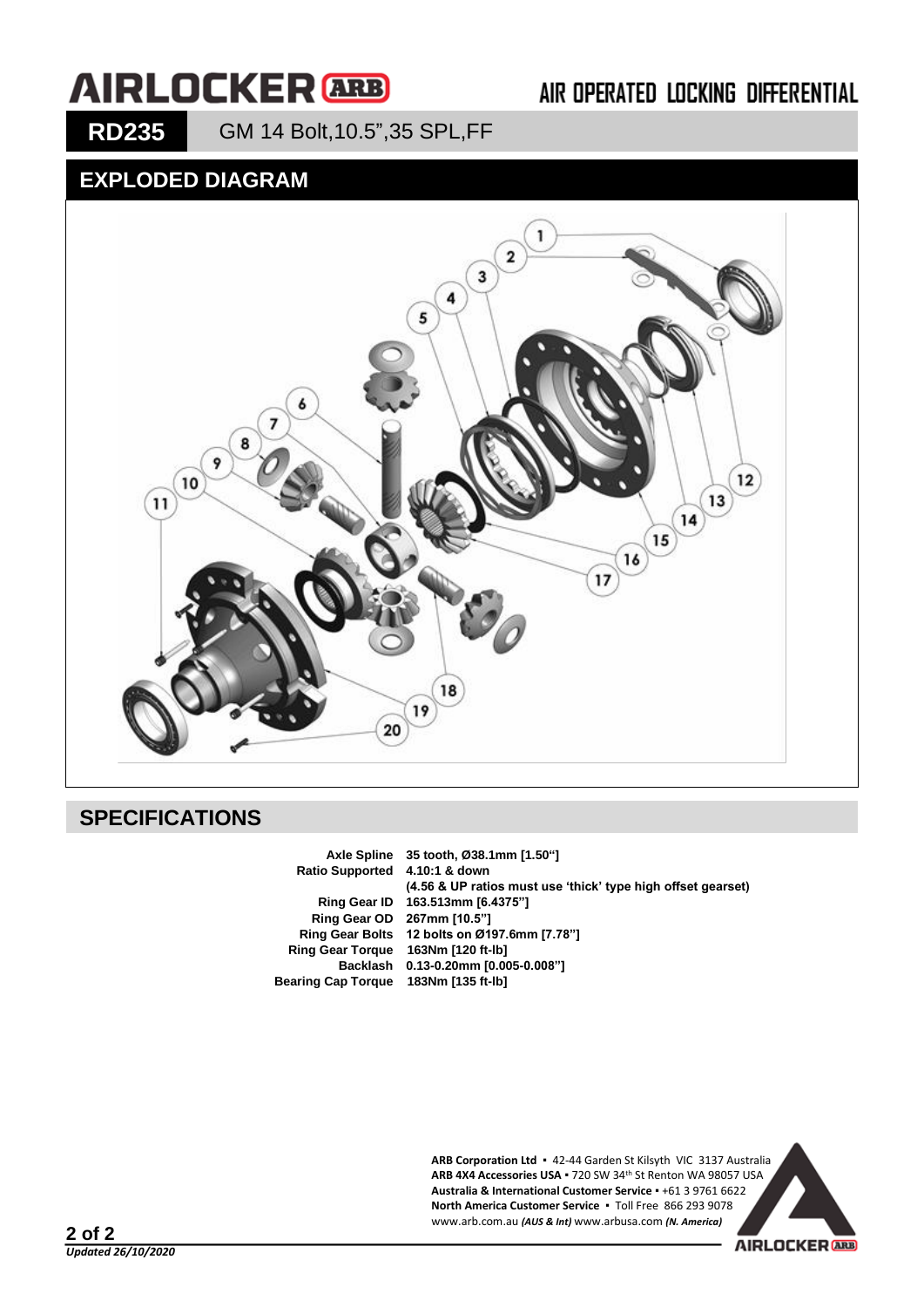# AIRLOCKER ARB

AIR OPERATED LOCKING DIFFERENTIAL

## RD235

GM 14 Bolt,10.5",35 SPL,FF

## EXPLODED DIAGRAM

1
2
3
4
5
6
7
8
9
10
11
12
13
14
15
16
17
18
19
20

## SPECIFICATIONS

| | |
|---|---|
| **Axle Spline** | **35 tooth, Ø38.1mm [1.50"]** |
| **Ratio Supported** | **4.10:1 & down** |
| | **(4.56 & UP ratios must use 'thick' type high offset gearset)** |
| **Ring Gear ID** | **163.513mm [6.4375"]** |
| **Ring Gear OD** | **267mm [10.5"]** |
| **Ring Gear Bolts** | **12 bolts on Ø197.6mm [7.78"]** |
| **Ring Gear Torque** | **163Nm [120 ft-lb]** |
| **Backlash** | **0.13-0.20mm [0.005-0.008"]** |
| **Bearing Cap Torque** | **183Nm [135 ft-lb]** |

**ARB Corporation Ltd** ▪ 42-44 Garden St Kilsyth VIC 3137 Australia
**ARB 4X4 Accessories USA** ▪ 720 SW 34th St Renton WA 98057 USA
**Australia & International Customer Service** ▪ +61 3 9761 6622
**North America Customer Service** ▪ Toll Free 866 293 9078
www.arb.com.au ***(AUS & Int)*** www.arbusa.com ***(N. America)***

***Updated 26/10/2020***